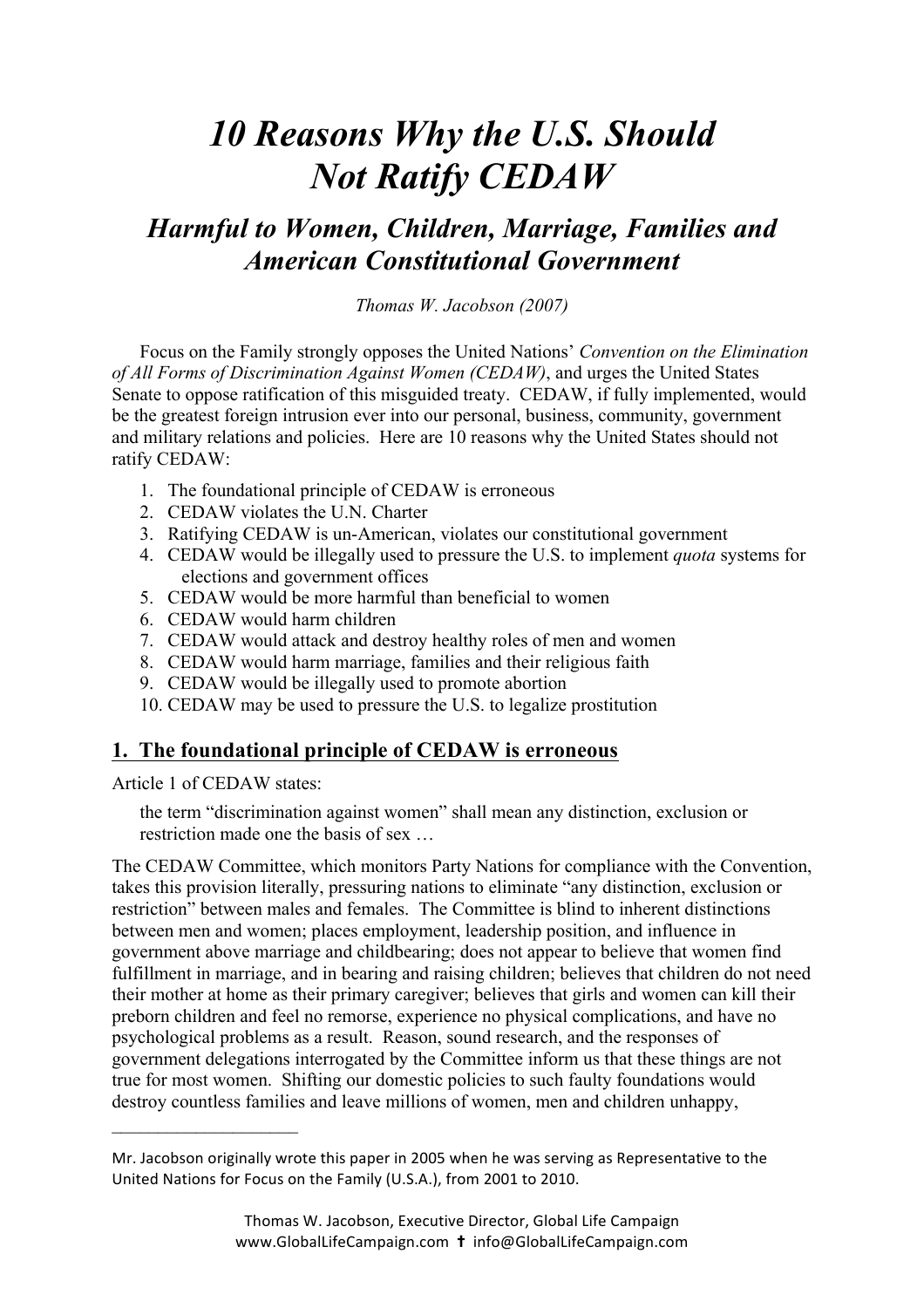# *10 Reasons Why the U.S. Should Not Ratify CEDAW*

## *Harmful to Women, Children, Marriage, Families and American Constitutional Government*

*Thomas W. Jacobson (2007)*

Focus on the Family strongly opposes the United Nations' *Convention on the Elimination of All Forms of Discrimination Against Women (CEDAW)*, and urges the United States Senate to oppose ratification of this misguided treaty. CEDAW, if fully implemented, would be the greatest foreign intrusion ever into our personal, business, community, government and military relations and policies. Here are 10 reasons why the United States should not ratify CEDAW:

1. The foundational principle of CEDAW is erroneous
2. CEDAW violates the U.N. Charter
3. Ratifying CEDAW is un-American, violates our constitutional government
4. CEDAW would be illegally used to pressure the U.S. to implement *quota* systems for elections and government offices
5. CEDAW would be more harmful than beneficial to women
6. CEDAW would harm children
7. CEDAW would attack and destroy healthy roles of men and women
8. CEDAW would harm marriage, families and their religious faith
9. CEDAW would be illegally used to promote abortion
10. CEDAW may be used to pressure the U.S. to legalize prostitution

### <u>1. The foundational principle of CEDAW is erroneous</u>

Article 1 of CEDAW states:

> the term "discrimination against women" shall mean any distinction, exclusion or restriction made one the basis of sex …

The CEDAW Committee, which monitors Party Nations for compliance with the Convention, takes this provision literally, pressuring nations to eliminate "any distinction, exclusion or restriction" between males and females. The Committee is blind to inherent distinctions between men and women; places employment, leadership position, and influence in government above marriage and childbearing; does not appear to believe that women find fulfillment in marriage, and in bearing and raising children; believes that children do not need their mother at home as their primary caregiver; believes that girls and women can kill their preborn children and feel no remorse, experience no physical complications, and have no psychological problems as a result. Reason, sound research, and the responses of government delegations interrogated by the Committee inform us that these things are not true for most women. Shifting our domestic policies to such faulty foundations would destroy countless families and leave millions of women, men and children unhappy,

---

Mr. Jacobson originally wrote this paper in 2005 when he was serving as Representative to the United Nations for Focus on the Family (U.S.A.), from 2001 to 2010.

Thomas W. Jacobson, Executive Director, Global Life Campaign
www.GlobalLifeCampaign.com ✝ info@GlobalLifeCampaign.com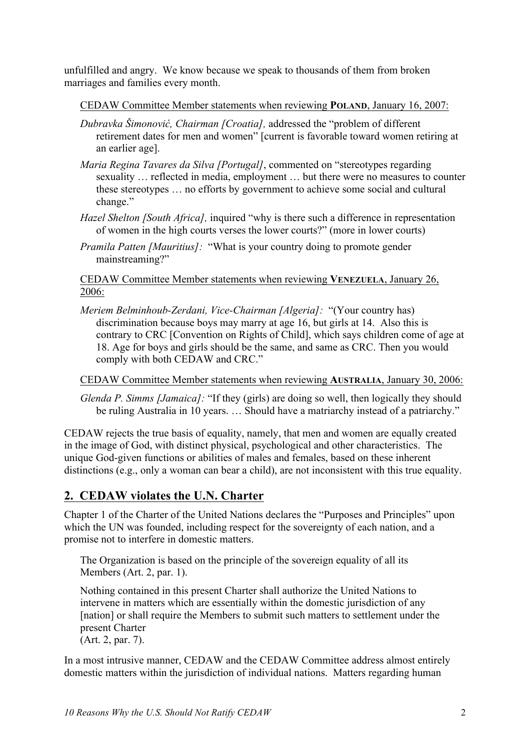unfulfilled and angry. We know because we speak to thousands of them from broken marriages and families every month.

CEDAW Committee Member statements when reviewing **POLAND**, January 16, 2007:

*Dubravka Šimonović, Chairman [Croatia],* addressed the "problem of different retirement dates for men and women" [current is favorable toward women retiring at an earlier age].

*Maria Regina Tavares da Silva [Portugal]*, commented on "stereotypes regarding sexuality … reflected in media, employment … but there were no measures to counter these stereotypes … no efforts by government to achieve some social and cultural change."

*Hazel Shelton [South Africa],* inquired "why is there such a difference in representation of women in the high courts verses the lower courts?" (more in lower courts)

*Pramila Patten [Mauritius]:* "What is your country doing to promote gender mainstreaming?"

CEDAW Committee Member statements when reviewing **VENEZUELA**, January 26, 2006:

*Meriem Belminhoub-Zerdani, Vice-Chairman [Algeria]:* "(Your country has) discrimination because boys may marry at age 16, but girls at 14. Also this is contrary to CRC [Convention on Rights of Child], which says children come of age at 18. Age for boys and girls should be the same, and same as CRC. Then you would comply with both CEDAW and CRC."

CEDAW Committee Member statements when reviewing **AUSTRALIA**, January 30, 2006:

*Glenda P. Simms [Jamaica]:* "If they (girls) are doing so well, then logically they should be ruling Australia in 10 years. … Should have a matriarchy instead of a patriarchy."

CEDAW rejects the true basis of equality, namely, that men and women are equally created in the image of God, with distinct physical, psychological and other characteristics. The unique God-given functions or abilities of males and females, based on these inherent distinctions (e.g., only a woman can bear a child), are not inconsistent with this true equality.

## 2. CEDAW violates the U.N. Charter

Chapter 1 of the Charter of the United Nations declares the "Purposes and Principles" upon which the UN was founded, including respect for the sovereignty of each nation, and a promise not to interfere in domestic matters.

> The Organization is based on the principle of the sovereign equality of all its Members (Art. 2, par. 1).
>
> Nothing contained in this present Charter shall authorize the United Nations to intervene in matters which are essentially within the domestic jurisdiction of any [nation] or shall require the Members to submit such matters to settlement under the present Charter
> (Art. 2, par. 7).

In a most intrusive manner, CEDAW and the CEDAW Committee address almost entirely domestic matters within the jurisdiction of individual nations. Matters regarding human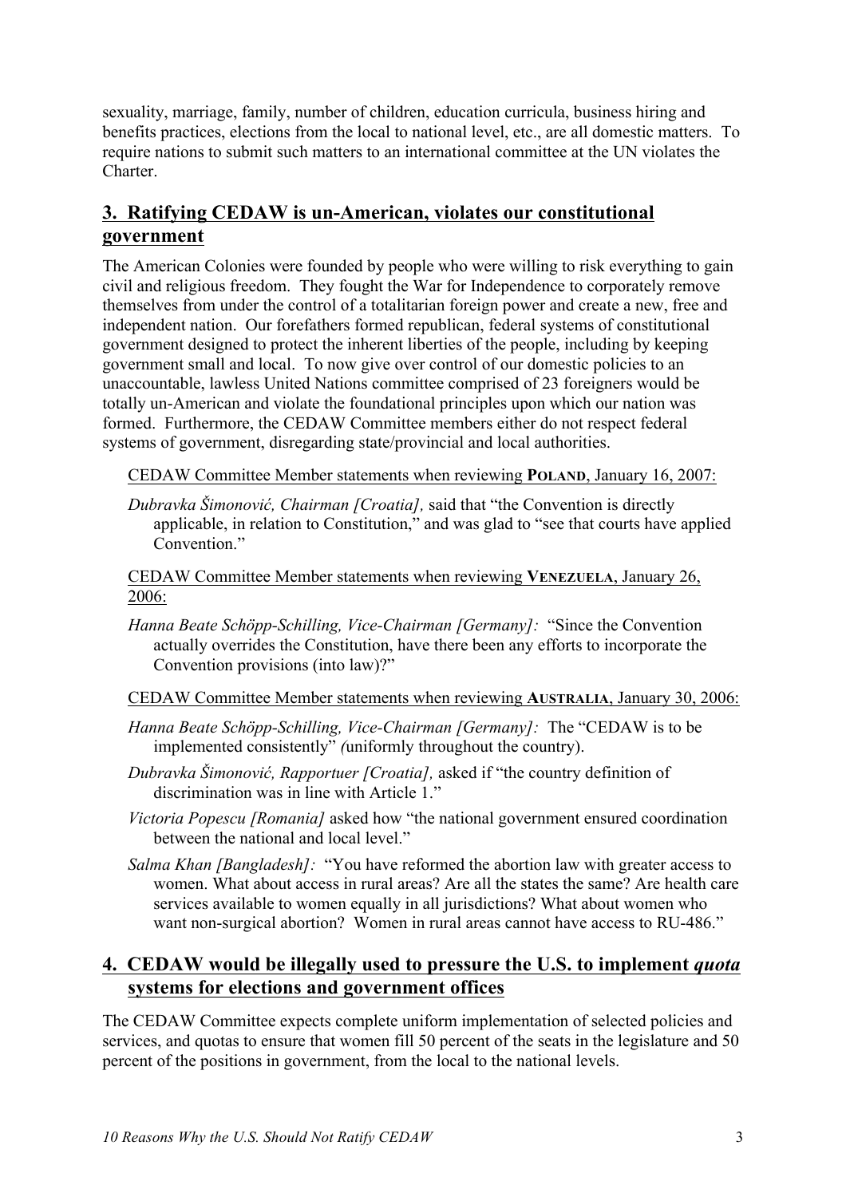sexuality, marriage, family, number of children, education curricula, business hiring and benefits practices, elections from the local to national level, etc., are all domestic matters. To require nations to submit such matters to an international committee at the UN violates the Charter.

## 3. Ratifying CEDAW is un-American, violates our constitutional government

The American Colonies were founded by people who were willing to risk everything to gain civil and religious freedom. They fought the War for Independence to corporately remove themselves from under the control of a totalitarian foreign power and create a new, free and independent nation. Our forefathers formed republican, federal systems of constitutional government designed to protect the inherent liberties of the people, including by keeping government small and local. To now give over control of our domestic policies to an unaccountable, lawless United Nations committee comprised of 23 foreigners would be totally un-American and violate the foundational principles upon which our nation was formed. Furthermore, the CEDAW Committee members either do not respect federal systems of government, disregarding state/provincial and local authorities.

CEDAW Committee Member statements when reviewing **POLAND**, January 16, 2007:

*Dubravka Šimonović, Chairman [Croatia],* said that "the Convention is directly applicable, in relation to Constitution," and was glad to "see that courts have applied Convention."

CEDAW Committee Member statements when reviewing **VENEZUELA**, January 26, 2006:

*Hanna Beate Schöpp-Schilling, Vice-Chairman [Germany]:* "Since the Convention actually overrides the Constitution, have there been any efforts to incorporate the Convention provisions (into law)?"

CEDAW Committee Member statements when reviewing **AUSTRALIA**, January 30, 2006:

*Hanna Beate Schöpp-Schilling, Vice-Chairman [Germany]:* The "CEDAW is to be implemented consistently" *(*uniformly throughout the country).

*Dubravka Šimonović, Rapportuer [Croatia],* asked if "the country definition of discrimination was in line with Article 1."

*Victoria Popescu [Romania]* asked how "the national government ensured coordination between the national and local level."

*Salma Khan [Bangladesh]:* "You have reformed the abortion law with greater access to women. What about access in rural areas? Are all the states the same? Are health care services available to women equally in all jurisdictions? What about women who want non-surgical abortion? Women in rural areas cannot have access to RU-486."

## 4. CEDAW would be illegally used to pressure the U.S. to implement *quota* systems for elections and government offices

The CEDAW Committee expects complete uniform implementation of selected policies and services, and quotas to ensure that women fill 50 percent of the seats in the legislature and 50 percent of the positions in government, from the local to the national levels.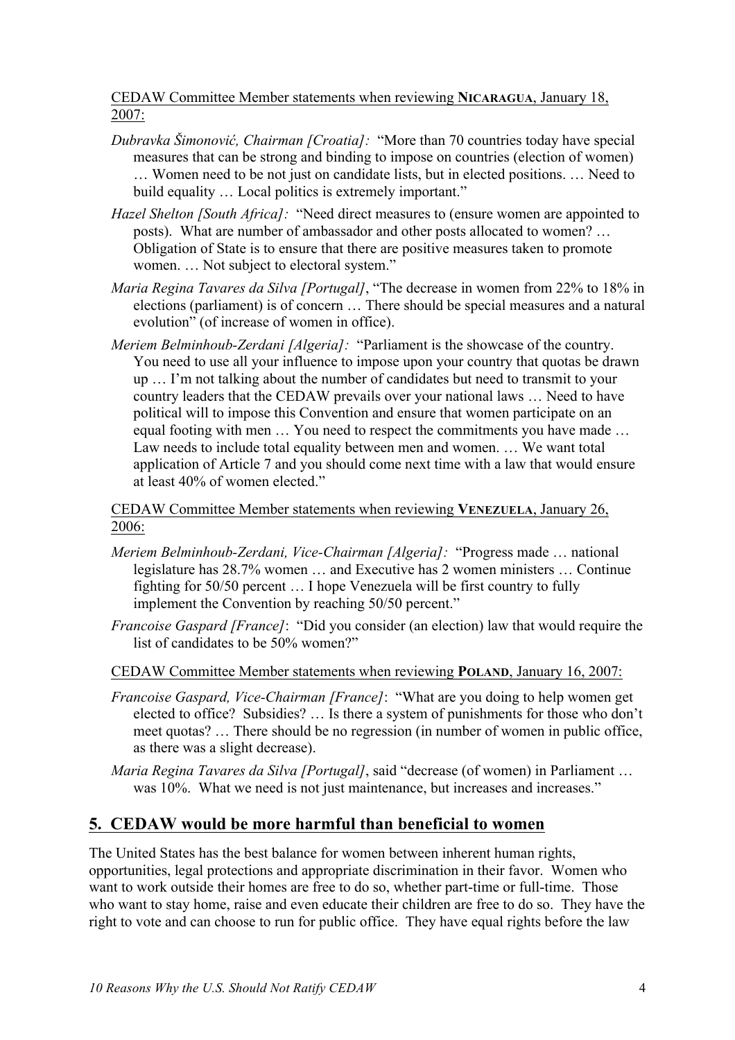<u>CEDAW Committee Member statements when reviewing **NICARAGUA**, January 18, 2007:</u>

*Dubravka Šimonović, Chairman [Croatia]:* "More than 70 countries today have special measures that can be strong and binding to impose on countries (election of women) … Women need to be not just on candidate lists, but in elected positions. … Need to build equality … Local politics is extremely important."

*Hazel Shelton [South Africa]:* "Need direct measures to (ensure women are appointed to posts). What are number of ambassador and other posts allocated to women? … Obligation of State is to ensure that there are positive measures taken to promote women. … Not subject to electoral system."

*Maria Regina Tavares da Silva [Portugal]*, "The decrease in women from 22% to 18% in elections (parliament) is of concern … There should be special measures and a natural evolution" (of increase of women in office).

*Meriem Belminhoub-Zerdani [Algeria]:* "Parliament is the showcase of the country. You need to use all your influence to impose upon your country that quotas be drawn up … I'm not talking about the number of candidates but need to transmit to your country leaders that the CEDAW prevails over your national laws … Need to have political will to impose this Convention and ensure that women participate on an equal footing with men … You need to respect the commitments you have made … Law needs to include total equality between men and women. … We want total application of Article 7 and you should come next time with a law that would ensure at least 40% of women elected."

<u>CEDAW Committee Member statements when reviewing **VENEZUELA**, January 26, 2006:</u>

*Meriem Belminhoub-Zerdani, Vice-Chairman [Algeria]:* "Progress made … national legislature has 28.7% women … and Executive has 2 women ministers … Continue fighting for 50/50 percent … I hope Venezuela will be first country to fully implement the Convention by reaching 50/50 percent."

*Francoise Gaspard [France]*: "Did you consider (an election) law that would require the list of candidates to be 50% women?"

<u>CEDAW Committee Member statements when reviewing **POLAND**, January 16, 2007:</u>

*Francoise Gaspard, Vice-Chairman [France]*: "What are you doing to help women get elected to office? Subsidies? … Is there a system of punishments for those who don't meet quotas? … There should be no regression (in number of women in public office, as there was a slight decrease).

*Maria Regina Tavares da Silva [Portugal]*, said "decrease (of women) in Parliament … was 10%. What we need is not just maintenance, but increases and increases."

## 5. CEDAW would be more harmful than beneficial to women

The United States has the best balance for women between inherent human rights, opportunities, legal protections and appropriate discrimination in their favor. Women who want to work outside their homes are free to do so, whether part-time or full-time. Those who want to stay home, raise and even educate their children are free to do so. They have the right to vote and can choose to run for public office. They have equal rights before the law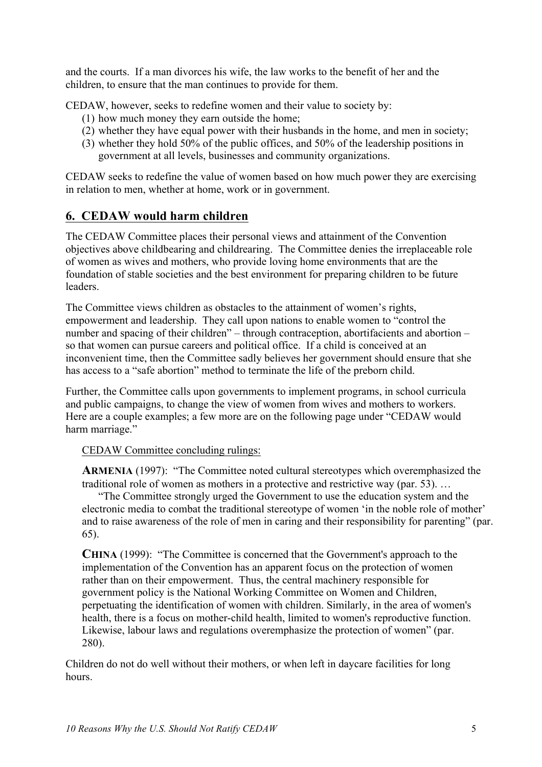and the courts. If a man divorces his wife, the law works to the benefit of her and the children, to ensure that the man continues to provide for them.

CEDAW, however, seeks to redefine women and their value to society by:

(1) how much money they earn outside the home;
(2) whether they have equal power with their husbands in the home, and men in society;
(3) whether they hold 50% of the public offices, and 50% of the leadership positions in government at all levels, businesses and community organizations.

CEDAW seeks to redefine the value of women based on how much power they are exercising in relation to men, whether at home, work or in government.

## 6. CEDAW would harm children

The CEDAW Committee places their personal views and attainment of the Convention objectives above childbearing and childrearing. The Committee denies the irreplaceable role of women as wives and mothers, who provide loving home environments that are the foundation of stable societies and the best environment for preparing children to be future leaders.

The Committee views children as obstacles to the attainment of women's rights, empowerment and leadership. They call upon nations to enable women to "control the number and spacing of their children" – through contraception, abortifacients and abortion – so that women can pursue careers and political office. If a child is conceived at an inconvenient time, then the Committee sadly believes her government should ensure that she has access to a "safe abortion" method to terminate the life of the preborn child.

Further, the Committee calls upon governments to implement programs, in school curricula and public campaigns, to change the view of women from wives and mothers to workers. Here are a couple examples; a few more are on the following page under "CEDAW would harm marriage."

CEDAW Committee concluding rulings:

> **ARMENIA** (1997): "The Committee noted cultural stereotypes which overemphasized the traditional role of women as mothers in a protective and restrictive way (par. 53). …
>
> "The Committee strongly urged the Government to use the education system and the electronic media to combat the traditional stereotype of women 'in the noble role of mother' and to raise awareness of the role of men in caring and their responsibility for parenting" (par. 65).
>
> **CHINA** (1999): "The Committee is concerned that the Government's approach to the implementation of the Convention has an apparent focus on the protection of women rather than on their empowerment. Thus, the central machinery responsible for government policy is the National Working Committee on Women and Children, perpetuating the identification of women with children. Similarly, in the area of women's health, there is a focus on mother-child health, limited to women's reproductive function. Likewise, labour laws and regulations overemphasize the protection of women" (par. 280).

Children do not do well without their mothers, or when left in daycare facilities for long hours.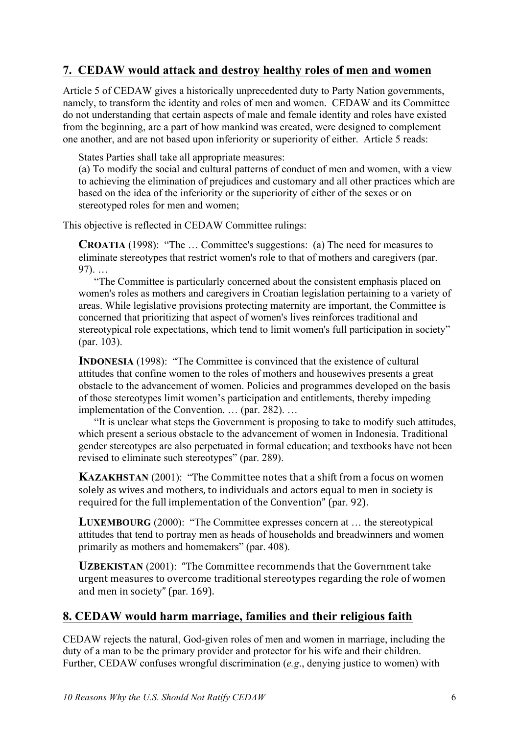## 7. CEDAW would attack and destroy healthy roles of men and women

Article 5 of CEDAW gives a historically unprecedented duty to Party Nation governments, namely, to transform the identity and roles of men and women. CEDAW and its Committee do not understanding that certain aspects of male and female identity and roles have existed from the beginning, are a part of how mankind was created, were designed to complement one another, and are not based upon inferiority or superiority of either. Article 5 reads:

> States Parties shall take all appropriate measures:
> (a) To modify the social and cultural patterns of conduct of men and women, with a view to achieving the elimination of prejudices and customary and all other practices which are based on the idea of the inferiority or the superiority of either of the sexes or on stereotyped roles for men and women;

This objective is reflected in CEDAW Committee rulings:

> **CROATIA** (1998): "The … Committee's suggestions: (a) The need for measures to eliminate stereotypes that restrict women's role to that of mothers and caregivers (par. 97). …
>
> "The Committee is particularly concerned about the consistent emphasis placed on women's roles as mothers and caregivers in Croatian legislation pertaining to a variety of areas. While legislative provisions protecting maternity are important, the Committee is concerned that prioritizing that aspect of women's lives reinforces traditional and stereotypical role expectations, which tend to limit women's full participation in society" (par. 103).
>
> **INDONESIA** (1998): "The Committee is convinced that the existence of cultural attitudes that confine women to the roles of mothers and housewives presents a great obstacle to the advancement of women. Policies and programmes developed on the basis of those stereotypes limit women's participation and entitlements, thereby impeding implementation of the Convention. … (par. 282). …
>
> "It is unclear what steps the Government is proposing to take to modify such attitudes, which present a serious obstacle to the advancement of women in Indonesia. Traditional gender stereotypes are also perpetuated in formal education; and textbooks have not been revised to eliminate such stereotypes" (par. 289).
>
> **KAZAKHSTAN** (2001): "The Committee notes that a shift from a focus on women solely as wives and mothers, to individuals and actors equal to men in society is required for the full implementation of the Convention" (par. 92).
>
> **LUXEMBOURG** (2000): "The Committee expresses concern at … the stereotypical attitudes that tend to portray men as heads of households and breadwinners and women primarily as mothers and homemakers" (par. 408).
>
> **UZBEKISTAN** (2001): "The Committee recommends that the Government take urgent measures to overcome traditional stereotypes regarding the role of women and men in society" (par. 169).

## 8. CEDAW would harm marriage, families and their religious faith

CEDAW rejects the natural, God-given roles of men and women in marriage, including the duty of a man to be the primary provider and protector for his wife and their children. Further, CEDAW confuses wrongful discrimination (*e.g.*, denying justice to women) with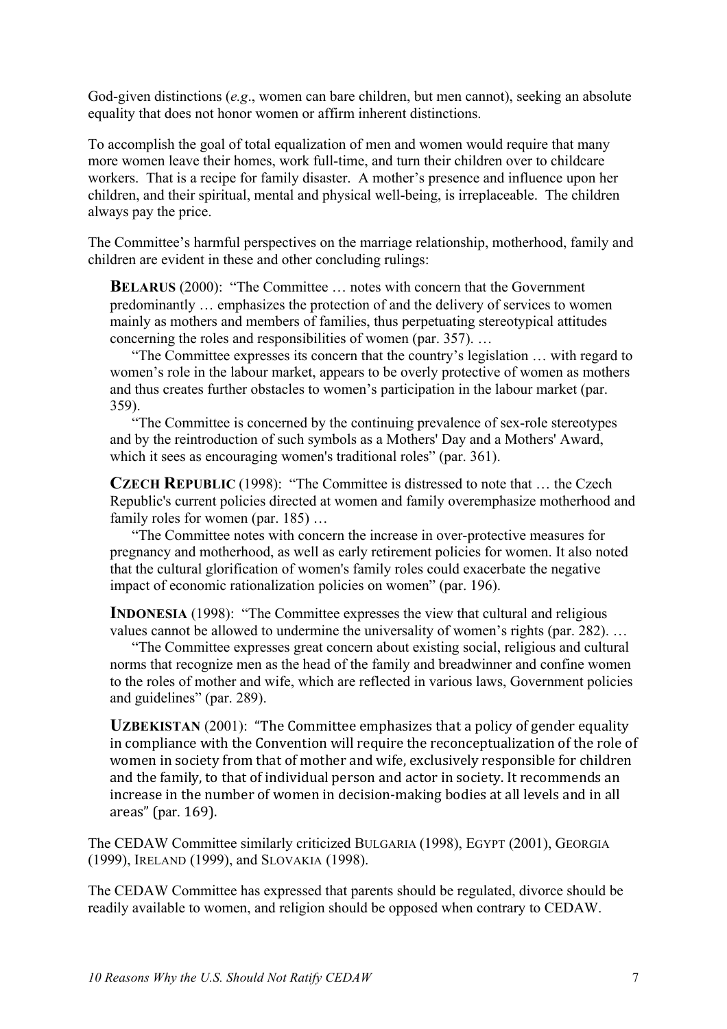God-given distinctions (*e.g*., women can bare children, but men cannot), seeking an absolute equality that does not honor women or affirm inherent distinctions.

To accomplish the goal of total equalization of men and women would require that many more women leave their homes, work full-time, and turn their children over to childcare workers. That is a recipe for family disaster. A mother's presence and influence upon her children, and their spiritual, mental and physical well-being, is irreplaceable. The children always pay the price.

The Committee's harmful perspectives on the marriage relationship, motherhood, family and children are evident in these and other concluding rulings:

> **BELARUS** (2000): "The Committee … notes with concern that the Government predominantly … emphasizes the protection of and the delivery of services to women mainly as mothers and members of families, thus perpetuating stereotypical attitudes concerning the roles and responsibilities of women (par. 357). …
>
> "The Committee expresses its concern that the country's legislation … with regard to women's role in the labour market, appears to be overly protective of women as mothers and thus creates further obstacles to women's participation in the labour market (par. 359).
>
> "The Committee is concerned by the continuing prevalence of sex-role stereotypes and by the reintroduction of such symbols as a Mothers' Day and a Mothers' Award, which it sees as encouraging women's traditional roles" (par. 361).
>
> **CZECH REPUBLIC** (1998): "The Committee is distressed to note that … the Czech Republic's current policies directed at women and family overemphasize motherhood and family roles for women (par. 185) …
>
> "The Committee notes with concern the increase in over-protective measures for pregnancy and motherhood, as well as early retirement policies for women. It also noted that the cultural glorification of women's family roles could exacerbate the negative impact of economic rationalization policies on women" (par. 196).
>
> **INDONESIA** (1998): "The Committee expresses the view that cultural and religious values cannot be allowed to undermine the universality of women's rights (par. 282). …
>
> "The Committee expresses great concern about existing social, religious and cultural norms that recognize men as the head of the family and breadwinner and confine women to the roles of mother and wife, which are reflected in various laws, Government policies and guidelines" (par. 289).
>
> **UZBEKISTAN** (2001): "The Committee emphasizes that a policy of gender equality in compliance with the Convention will require the reconceptualization of the role of women in society from that of mother and wife, exclusively responsible for children and the family, to that of individual person and actor in society. It recommends an increase in the number of women in decision-making bodies at all levels and in all areas" (par. 169).

The CEDAW Committee similarly criticized BULGARIA (1998), EGYPT (2001), GEORGIA (1999), IRELAND (1999), and SLOVAKIA (1998).

The CEDAW Committee has expressed that parents should be regulated, divorce should be readily available to women, and religion should be opposed when contrary to CEDAW.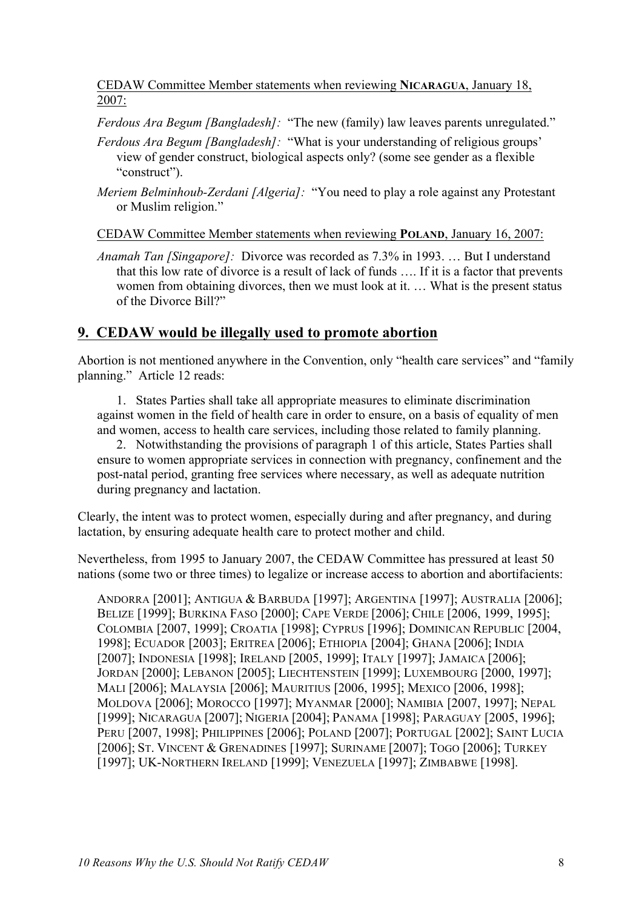CEDAW Committee Member statements when reviewing **NICARAGUA**, January 18, 2007:

*Ferdous Ara Begum [Bangladesh]:* "The new (family) law leaves parents unregulated."

*Ferdous Ara Begum [Bangladesh]:* "What is your understanding of religious groups' view of gender construct, biological aspects only? (some see gender as a flexible "construct").

*Meriem Belminhoub-Zerdani [Algeria]:* "You need to play a role against any Protestant or Muslim religion."

CEDAW Committee Member statements when reviewing **POLAND**, January 16, 2007:

*Anamah Tan [Singapore]:* Divorce was recorded as 7.3% in 1993. … But I understand that this low rate of divorce is a result of lack of funds …. If it is a factor that prevents women from obtaining divorces, then we must look at it. … What is the present status of the Divorce Bill?"

## 9. CEDAW would be illegally used to promote abortion

Abortion is not mentioned anywhere in the Convention, only "health care services" and "family planning." Article 12 reads:

> 1. States Parties shall take all appropriate measures to eliminate discrimination against women in the field of health care in order to ensure, on a basis of equality of men and women, access to health care services, including those related to family planning.
>
> 2. Notwithstanding the provisions of paragraph 1 of this article, States Parties shall ensure to women appropriate services in connection with pregnancy, confinement and the post-natal period, granting free services where necessary, as well as adequate nutrition during pregnancy and lactation.

Clearly, the intent was to protect women, especially during and after pregnancy, and during lactation, by ensuring adequate health care to protect mother and child.

Nevertheless, from 1995 to January 2007, the CEDAW Committee has pressured at least 50 nations (some two or three times) to legalize or increase access to abortion and abortifacients:

> ANDORRA [2001]; ANTIGUA & BARBUDA [1997]; ARGENTINA [1997]; AUSTRALIA [2006]; BELIZE [1999]; BURKINA FASO [2000]; CAPE VERDE [2006]; CHILE [2006, 1999, 1995]; COLOMBIA [2007, 1999]; CROATIA [1998]; CYPRUS [1996]; DOMINICAN REPUBLIC [2004, 1998]; ECUADOR [2003]; ERITREA [2006]; ETHIOPIA [2004]; GHANA [2006]; INDIA [2007]; INDONESIA [1998]; IRELAND [2005, 1999]; ITALY [1997]; JAMAICA [2006]; JORDAN [2000]; LEBANON [2005]; LIECHTENSTEIN [1999]; LUXEMBOURG [2000, 1997]; MALI [2006]; MALAYSIA [2006]; MAURITIUS [2006, 1995]; MEXICO [2006, 1998]; MOLDOVA [2006]; MOROCCO [1997]; MYANMAR [2000]; NAMIBIA [2007, 1997]; NEPAL [1999]; NICARAGUA [2007]; NIGERIA [2004]; PANAMA [1998]; PARAGUAY [2005, 1996]; PERU [2007, 1998]; PHILIPPINES [2006]; POLAND [2007]; PORTUGAL [2002]; SAINT LUCIA [2006]; ST. VINCENT & GRENADINES [1997]; SURINAME [2007]; TOGO [2006]; TURKEY [1997]; UK-NORTHERN IRELAND [1999]; VENEZUELA [1997]; ZIMBABWE [1998].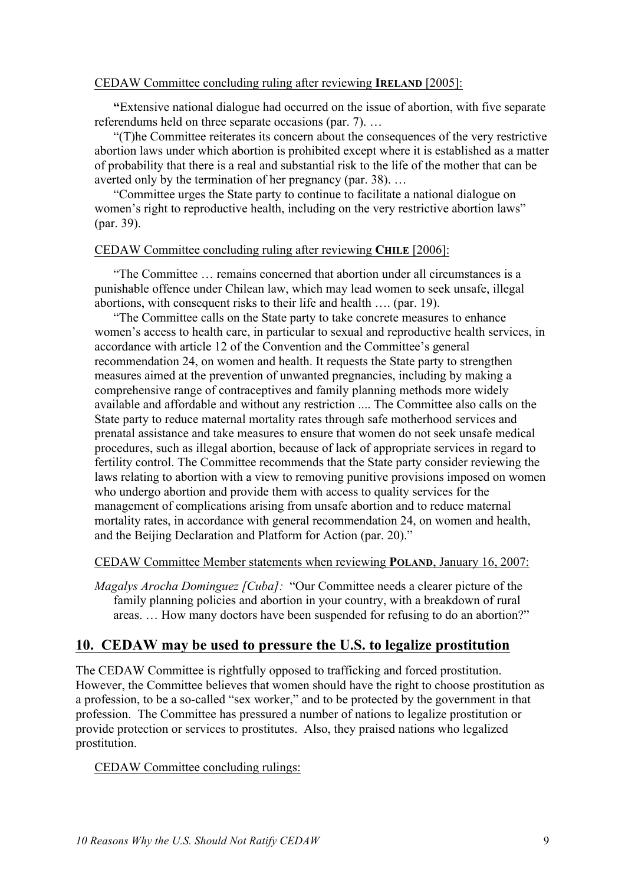CEDAW Committee concluding ruling after reviewing **IRELAND** [2005]:

> **"**Extensive national dialogue had occurred on the issue of abortion, with five separate referendums held on three separate occasions (par. 7). …
>
> "(T)he Committee reiterates its concern about the consequences of the very restrictive abortion laws under which abortion is prohibited except where it is established as a matter of probability that there is a real and substantial risk to the life of the mother that can be averted only by the termination of her pregnancy (par. 38). …
>
> "Committee urges the State party to continue to facilitate a national dialogue on women's right to reproductive health, including on the very restrictive abortion laws" (par. 39).

CEDAW Committee concluding ruling after reviewing **CHILE** [2006]:

> "The Committee … remains concerned that abortion under all circumstances is a punishable offence under Chilean law, which may lead women to seek unsafe, illegal abortions, with consequent risks to their life and health …. (par. 19).
>
> "The Committee calls on the State party to take concrete measures to enhance women's access to health care, in particular to sexual and reproductive health services, in accordance with article 12 of the Convention and the Committee's general recommendation 24, on women and health. It requests the State party to strengthen measures aimed at the prevention of unwanted pregnancies, including by making a comprehensive range of contraceptives and family planning methods more widely available and affordable and without any restriction .... The Committee also calls on the State party to reduce maternal mortality rates through safe motherhood services and prenatal assistance and take measures to ensure that women do not seek unsafe medical procedures, such as illegal abortion, because of lack of appropriate services in regard to fertility control. The Committee recommends that the State party consider reviewing the laws relating to abortion with a view to removing punitive provisions imposed on women who undergo abortion and provide them with access to quality services for the management of complications arising from unsafe abortion and to reduce maternal mortality rates, in accordance with general recommendation 24, on women and health, and the Beijing Declaration and Platform for Action (par. 20)."

CEDAW Committee Member statements when reviewing **POLAND**, January 16, 2007:

> *Magalys Arocha Dominguez [Cuba]:* "Our Committee needs a clearer picture of the family planning policies and abortion in your country, with a breakdown of rural areas. … How many doctors have been suspended for refusing to do an abortion?"

## 10. CEDAW may be used to pressure the U.S. to legalize prostitution

The CEDAW Committee is rightfully opposed to trafficking and forced prostitution. However, the Committee believes that women should have the right to choose prostitution as a profession, to be a so-called "sex worker," and to be protected by the government in that profession. The Committee has pressured a number of nations to legalize prostitution or provide protection or services to prostitutes. Also, they praised nations who legalized prostitution.

CEDAW Committee concluding rulings: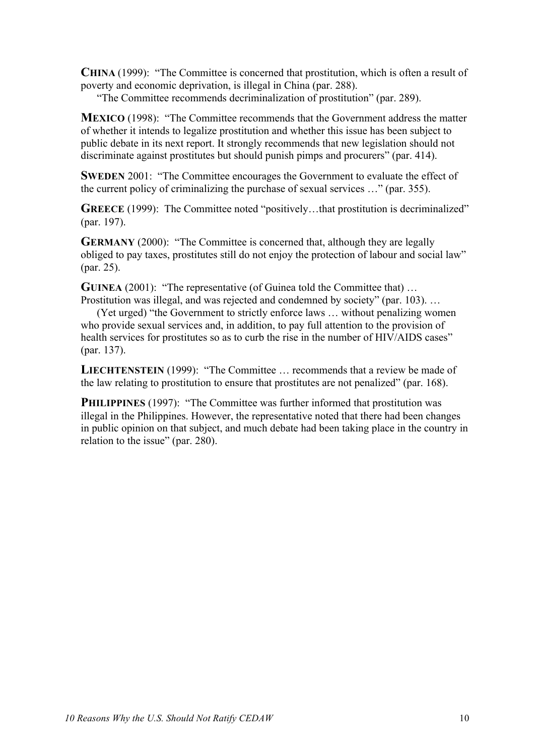**China** (1999): "The Committee is concerned that prostitution, which is often a result of poverty and economic deprivation, is illegal in China (par. 288).

"The Committee recommends decriminalization of prostitution" (par. 289).

**Mexico** (1998): "The Committee recommends that the Government address the matter of whether it intends to legalize prostitution and whether this issue has been subject to public debate in its next report. It strongly recommends that new legislation should not discriminate against prostitutes but should punish pimps and procurers" (par. 414).

**Sweden** 2001: "The Committee encourages the Government to evaluate the effect of the current policy of criminalizing the purchase of sexual services …" (par. 355).

**Greece** (1999): The Committee noted "positively…that prostitution is decriminalized" (par. 197).

**Germany** (2000): "The Committee is concerned that, although they are legally obliged to pay taxes, prostitutes still do not enjoy the protection of labour and social law" (par. 25).

**Guinea** (2001): "The representative (of Guinea told the Committee that) … Prostitution was illegal, and was rejected and condemned by society" (par. 103). …

(Yet urged) "the Government to strictly enforce laws … without penalizing women who provide sexual services and, in addition, to pay full attention to the provision of health services for prostitutes so as to curb the rise in the number of HIV/AIDS cases" (par. 137).

**Liechtenstein** (1999): "The Committee … recommends that a review be made of the law relating to prostitution to ensure that prostitutes are not penalized" (par. 168).

**Philippines** (1997): "The Committee was further informed that prostitution was illegal in the Philippines. However, the representative noted that there had been changes in public opinion on that subject, and much debate had been taking place in the country in relation to the issue" (par. 280).